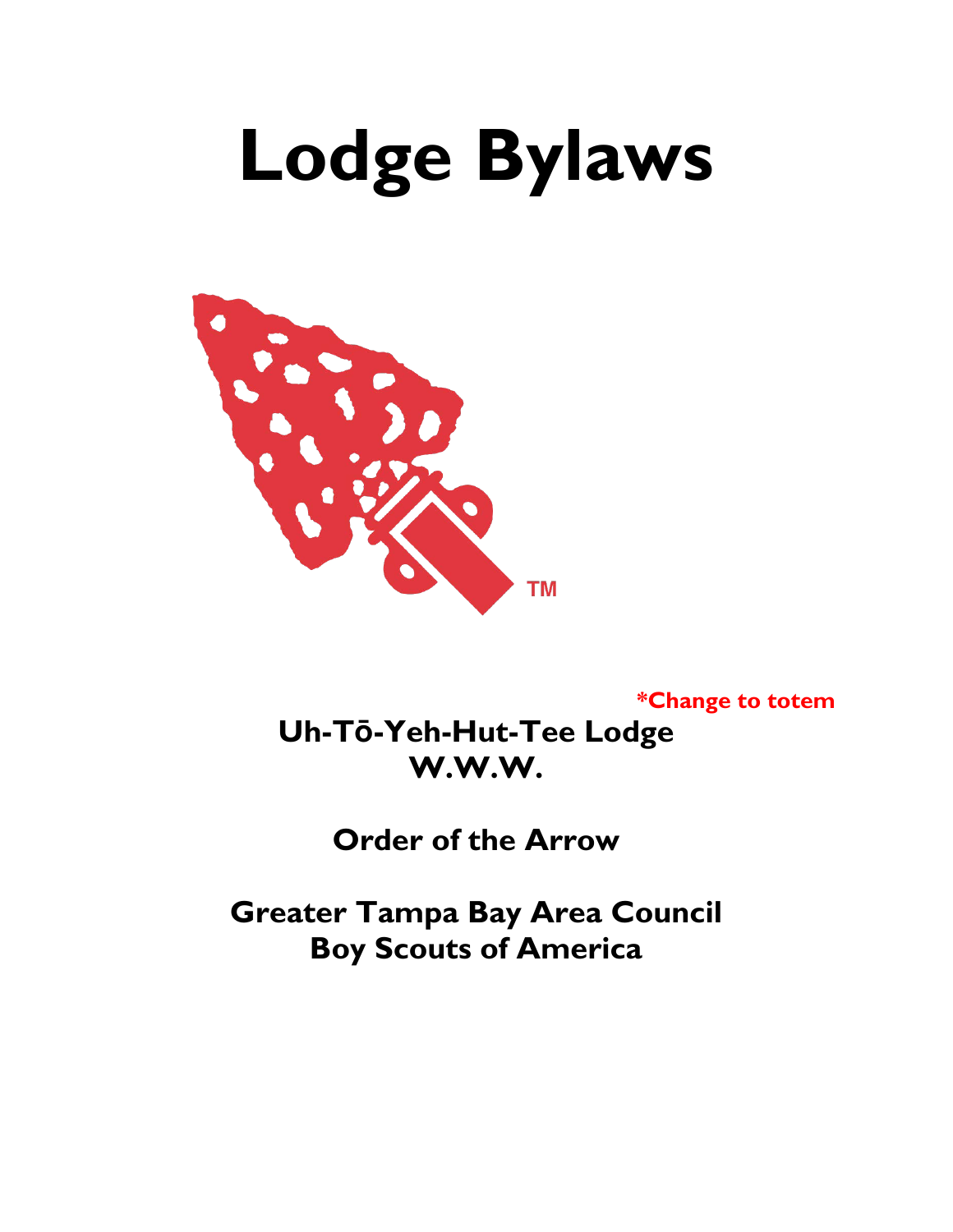# Lodge Bylaws

TM

**\*Change to totem**

**Uh-Tō-Yeh-Hut-Tee Lodge**
**W.W.W.**

**Order of the Arrow**

**Greater Tampa Bay Area Council**
**Boy Scouts of America**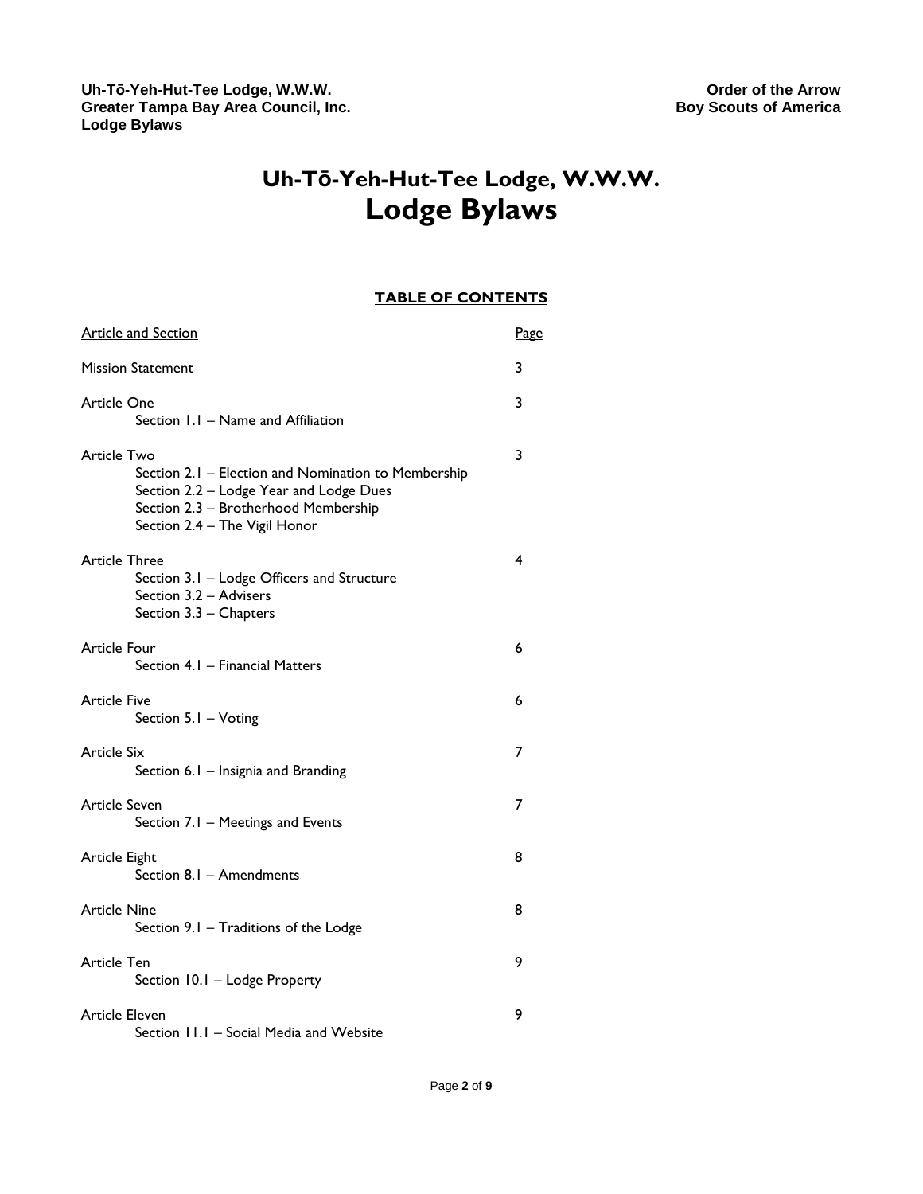# Uh-Tō-Yeh-Hut-Tee Lodge, W.W.W.
# Lodge Bylaws

## TABLE OF CONTENTS

| Article and Section | Page |
|---|---|
| Mission Statement | 3 |
| Article One | 3 |
| Section 1.1 – Name and Affiliation | |
| Article Two | 3 |
| Section 2.1 – Election and Nomination to Membership | |
| Section 2.2 – Lodge Year and Lodge Dues | |
| Section 2.3 – Brotherhood Membership | |
| Section 2.4 – The Vigil Honor | |
| Article Three | 4 |
| Section 3.1 – Lodge Officers and Structure | |
| Section 3.2 – Advisers | |
| Section 3.3 – Chapters | |
| Article Four | 6 |
| Section 4.1 – Financial Matters | |
| Article Five | 6 |
| Section 5.1 – Voting | |
| Article Six | 7 |
| Section 6.1 – Insignia and Branding | |
| Article Seven | 7 |
| Section 7.1 – Meetings and Events | |
| Article Eight | 8 |
| Section 8.1 – Amendments | |
| Article Nine | 8 |
| Section 9.1 – Traditions of the Lodge | |
| Article Ten | 9 |
| Section 10.1 – Lodge Property | |
| Article Eleven | 9 |
| Section 11.1 – Social Media and Website | |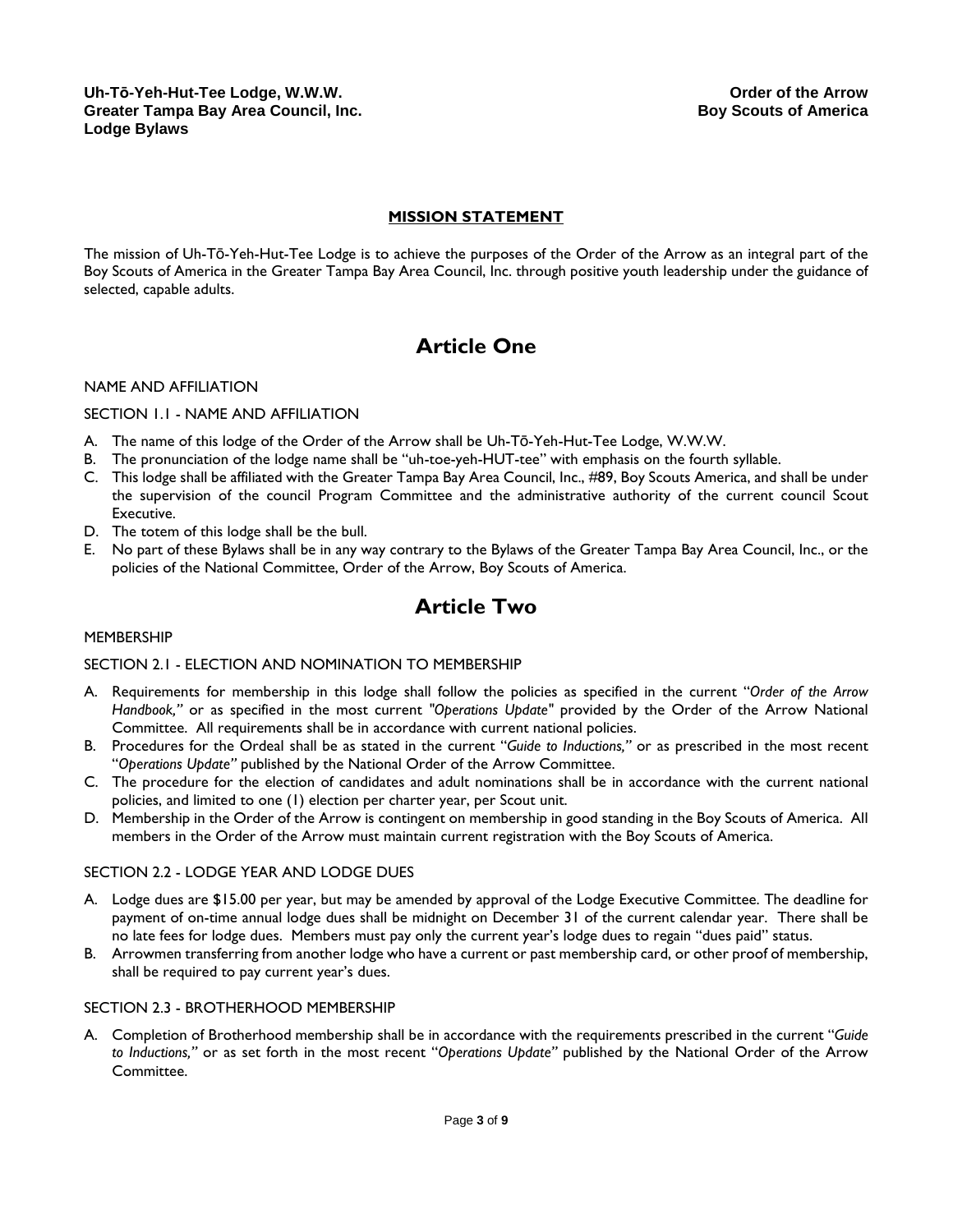## MISSION STATEMENT

The mission of Uh-Tō-Yeh-Hut-Tee Lodge is to achieve the purposes of the Order of the Arrow as an integral part of the Boy Scouts of America in the Greater Tampa Bay Area Council, Inc. through positive youth leadership under the guidance of selected, capable adults.

# Article One

NAME AND AFFILIATION

SECTION 1.1 - NAME AND AFFILIATION

A. The name of this lodge of the Order of the Arrow shall be Uh-Tō-Yeh-Hut-Tee Lodge, W.W.W.
B. The pronunciation of the lodge name shall be "uh-toe-yeh-HUT-tee" with emphasis on the fourth syllable.
C. This lodge shall be affiliated with the Greater Tampa Bay Area Council, Inc., #89, Boy Scouts America, and shall be under the supervision of the council Program Committee and the administrative authority of the current council Scout Executive.
D. The totem of this lodge shall be the bull.
E. No part of these Bylaws shall be in any way contrary to the Bylaws of the Greater Tampa Bay Area Council, Inc., or the policies of the National Committee, Order of the Arrow, Boy Scouts of America.

# Article Two

MEMBERSHIP

SECTION 2.1 - ELECTION AND NOMINATION TO MEMBERSHIP

A. Requirements for membership in this lodge shall follow the policies as specified in the current "*Order of the Arrow Handbook,*" or as specified in the most current "*Operations Update*" provided by the Order of the Arrow National Committee. All requirements shall be in accordance with current national policies.
B. Procedures for the Ordeal shall be as stated in the current "*Guide to Inductions,*" or as prescribed in the most recent "*Operations Update*" published by the National Order of the Arrow Committee.
C. The procedure for the election of candidates and adult nominations shall be in accordance with the current national policies, and limited to one (1) election per charter year, per Scout unit.
D. Membership in the Order of the Arrow is contingent on membership in good standing in the Boy Scouts of America. All members in the Order of the Arrow must maintain current registration with the Boy Scouts of America.

SECTION 2.2 - LODGE YEAR AND LODGE DUES

A. Lodge dues are $15.00 per year, but may be amended by approval of the Lodge Executive Committee. The deadline for payment of on-time annual lodge dues shall be midnight on December 31 of the current calendar year. There shall be no late fees for lodge dues. Members must pay only the current year's lodge dues to regain "dues paid" status.
B. Arrowmen transferring from another lodge who have a current or past membership card, or other proof of membership, shall be required to pay current year's dues.

SECTION 2.3 - BROTHERHOOD MEMBERSHIP

A. Completion of Brotherhood membership shall be in accordance with the requirements prescribed in the current "*Guide to Inductions,*" or as set forth in the most recent "*Operations Update*" published by the National Order of the Arrow Committee.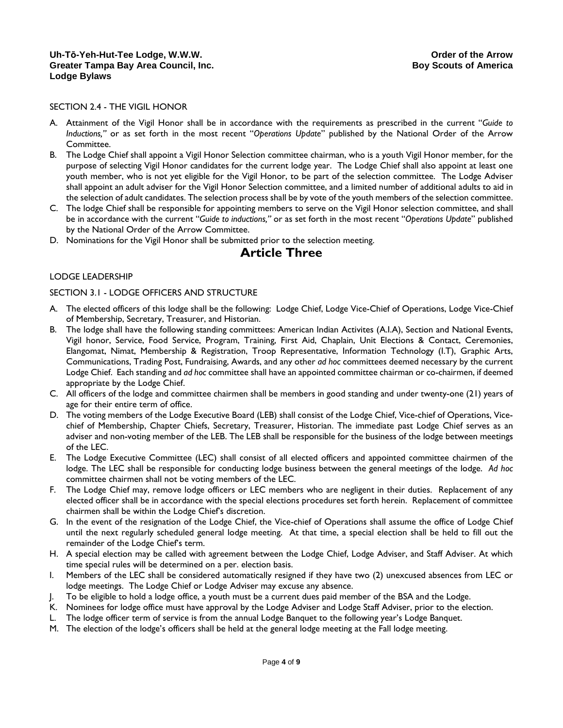SECTION 2.4 - THE VIGIL HONOR

A. Attainment of the Vigil Honor shall be in accordance with the requirements as prescribed in the current "*Guide to Inductions,*" or as set forth in the most recent "*Operations Update*" published by the National Order of the Arrow Committee.
B. The Lodge Chief shall appoint a Vigil Honor Selection committee chairman, who is a youth Vigil Honor member, for the purpose of selecting Vigil Honor candidates for the current lodge year. The Lodge Chief shall also appoint at least one youth member, who is not yet eligible for the Vigil Honor, to be part of the selection committee. The Lodge Adviser shall appoint an adult adviser for the Vigil Honor Selection committee, and a limited number of additional adults to aid in the selection of adult candidates. The selection process shall be by vote of the youth members of the selection committee.
C. The lodge Chief shall be responsible for appointing members to serve on the Vigil Honor selection committee, and shall be in accordance with the current "*Guide to inductions,*" or as set forth in the most recent "*Operations Update*" published by the National Order of the Arrow Committee.
D. Nominations for the Vigil Honor shall be submitted prior to the selection meeting.

# Article Three

LODGE LEADERSHIP

SECTION 3.1 - LODGE OFFICERS AND STRUCTURE

A. The elected officers of this lodge shall be the following: Lodge Chief, Lodge Vice-Chief of Operations, Lodge Vice-Chief of Membership, Secretary, Treasurer, and Historian.
B. The lodge shall have the following standing committees: American Indian Activites (A.I.A), Section and National Events, Vigil honor, Service, Food Service, Program, Training, First Aid, Chaplain, Unit Elections & Contact, Ceremonies, Elangomat, Nimat, Membership & Registration, Troop Representative, Information Technology (I.T), Graphic Arts, Communications, Trading Post, Fundraising, Awards, and any other *ad hoc* committees deemed necessary by the current Lodge Chief. Each standing and *ad hoc* committee shall have an appointed committee chairman or co-chairmen, if deemed appropriate by the Lodge Chief.
C. All officers of the lodge and committee chairmen shall be members in good standing and under twenty-one (21) years of age for their entire term of office.
D. The voting members of the Lodge Executive Board (LEB) shall consist of the Lodge Chief, Vice-chief of Operations, Vice-chief of Membership, Chapter Chiefs, Secretary, Treasurer, Historian. The immediate past Lodge Chief serves as an adviser and non-voting member of the LEB. The LEB shall be responsible for the business of the lodge between meetings of the LEC.
E. The Lodge Executive Committee (LEC) shall consist of all elected officers and appointed committee chairmen of the lodge. The LEC shall be responsible for conducting lodge business between the general meetings of the lodge. *Ad hoc* committee chairmen shall not be voting members of the LEC.
F. The Lodge Chief may, remove lodge officers or LEC members who are negligent in their duties. Replacement of any elected officer shall be in accordance with the special elections procedures set forth herein. Replacement of committee chairmen shall be within the Lodge Chief's discretion.
G. In the event of the resignation of the Lodge Chief, the Vice-chief of Operations shall assume the office of Lodge Chief until the next regularly scheduled general lodge meeting. At that time, a special election shall be held to fill out the remainder of the Lodge Chief's term.
H. A special election may be called with agreement between the Lodge Chief, Lodge Adviser, and Staff Adviser. At which time special rules will be determined on a per. election basis.
I. Members of the LEC shall be considered automatically resigned if they have two (2) unexcused absences from LEC or lodge meetings. The Lodge Chief or Lodge Adviser may excuse any absence.
J. To be eligible to hold a lodge office, a youth must be a current dues paid member of the BSA and the Lodge.
K. Nominees for lodge office must have approval by the Lodge Adviser and Lodge Staff Adviser, prior to the election.
L. The lodge officer term of service is from the annual Lodge Banquet to the following year's Lodge Banquet.
M. The election of the lodge's officers shall be held at the general lodge meeting at the Fall lodge meeting.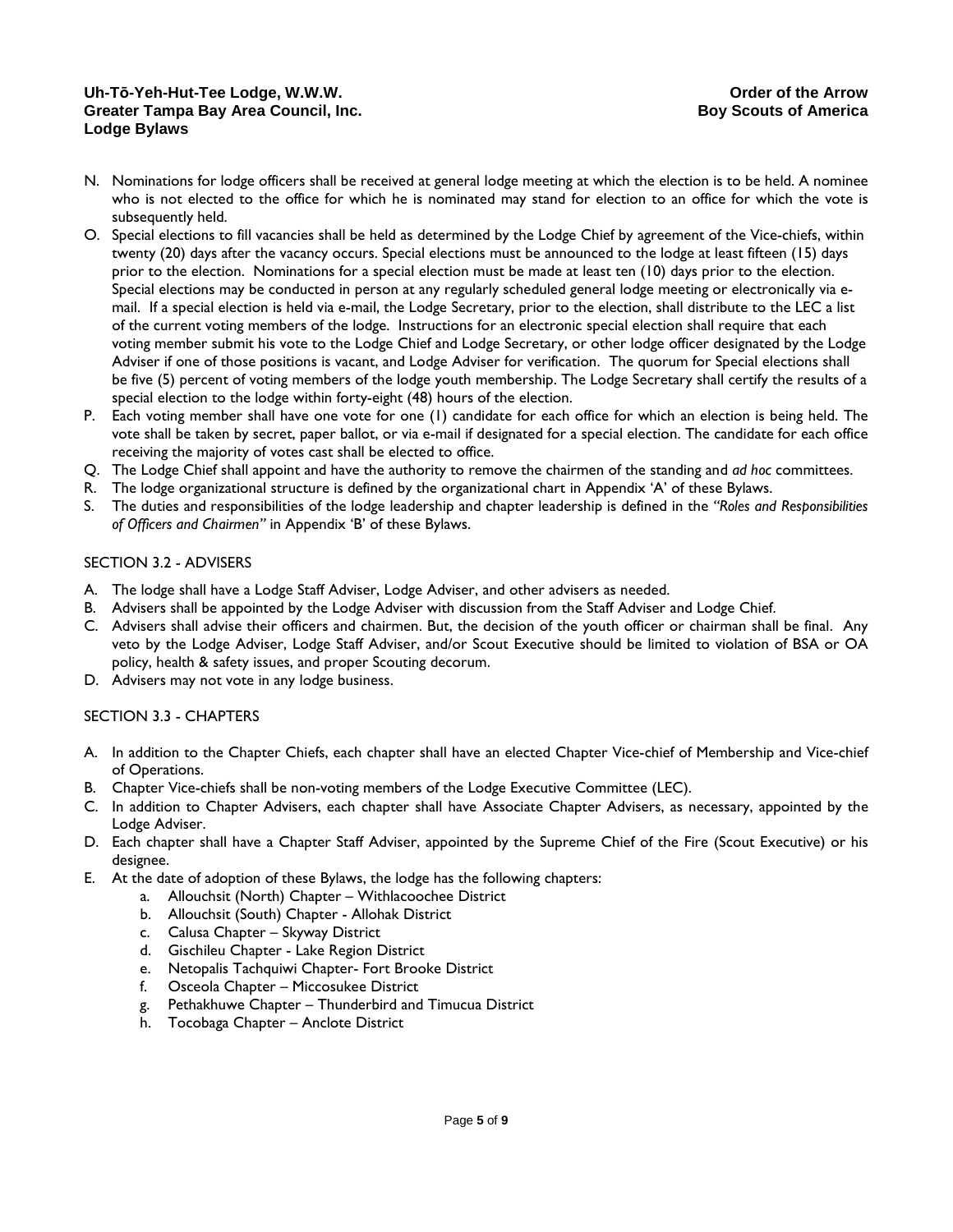N. Nominations for lodge officers shall be received at general lodge meeting at which the election is to be held. A nominee who is not elected to the office for which he is nominated may stand for election to an office for which the vote is subsequently held.

O. Special elections to fill vacancies shall be held as determined by the Lodge Chief by agreement of the Vice-chiefs, within twenty (20) days after the vacancy occurs. Special elections must be announced to the lodge at least fifteen (15) days prior to the election. Nominations for a special election must be made at least ten (10) days prior to the election. Special elections may be conducted in person at any regularly scheduled general lodge meeting or electronically via e-mail. If a special election is held via e-mail, the Lodge Secretary, prior to the election, shall distribute to the LEC a list of the current voting members of the lodge. Instructions for an electronic special election shall require that each voting member submit his vote to the Lodge Chief and Lodge Secretary, or other lodge officer designated by the Lodge Adviser if one of those positions is vacant, and Lodge Adviser for verification. The quorum for Special elections shall be five (5) percent of voting members of the lodge youth membership. The Lodge Secretary shall certify the results of a special election to the lodge within forty-eight (48) hours of the election.

P. Each voting member shall have one vote for one (1) candidate for each office for which an election is being held. The vote shall be taken by secret, paper ballot, or via e-mail if designated for a special election. The candidate for each office receiving the majority of votes cast shall be elected to office.

Q. The Lodge Chief shall appoint and have the authority to remove the chairmen of the standing and *ad hoc* committees.

R. The lodge organizational structure is defined by the organizational chart in Appendix 'A' of these Bylaws.

S. The duties and responsibilities of the lodge leadership and chapter leadership is defined in the *"Roles and Responsibilities of Officers and Chairmen"* in Appendix 'B' of these Bylaws.

## SECTION 3.2 - ADVISERS

A. The lodge shall have a Lodge Staff Adviser, Lodge Adviser, and other advisers as needed.

B. Advisers shall be appointed by the Lodge Adviser with discussion from the Staff Adviser and Lodge Chief.

C. Advisers shall advise their officers and chairmen. But, the decision of the youth officer or chairman shall be final. Any veto by the Lodge Adviser, Lodge Staff Adviser, and/or Scout Executive should be limited to violation of BSA or OA policy, health & safety issues, and proper Scouting decorum.

D. Advisers may not vote in any lodge business.

## SECTION 3.3 - CHAPTERS

A. In addition to the Chapter Chiefs, each chapter shall have an elected Chapter Vice-chief of Membership and Vice-chief of Operations.

B. Chapter Vice-chiefs shall be non-voting members of the Lodge Executive Committee (LEC).

C. In addition to Chapter Advisers, each chapter shall have Associate Chapter Advisers, as necessary, appointed by the Lodge Adviser.

D. Each chapter shall have a Chapter Staff Adviser, appointed by the Supreme Chief of the Fire (Scout Executive) or his designee.

E. At the date of adoption of these Bylaws, the lodge has the following chapters:
   a. Allouchsit (North) Chapter – Withlacoochee District
   b. Allouchsit (South) Chapter - Allohak District
   c. Calusa Chapter – Skyway District
   d. Gischileu Chapter - Lake Region District
   e. Netopalis Tachquiwi Chapter- Fort Brooke District
   f. Osceola Chapter – Miccosukee District
   g. Pethakhuwe Chapter – Thunderbird and Timucua District
   h. Tocobaga Chapter – Anclote District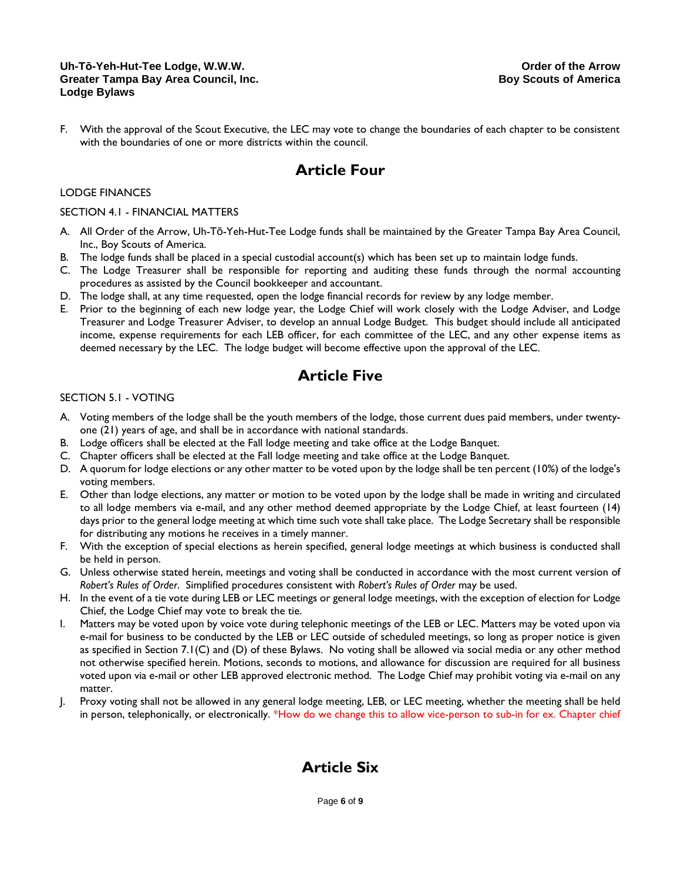F. With the approval of the Scout Executive, the LEC may vote to change the boundaries of each chapter to be consistent with the boundaries of one or more districts within the council.

# Article Four

LODGE FINANCES

SECTION 4.1 - FINANCIAL MATTERS

A. All Order of the Arrow, Uh-Tō-Yeh-Hut-Tee Lodge funds shall be maintained by the Greater Tampa Bay Area Council, Inc., Boy Scouts of America.
B. The lodge funds shall be placed in a special custodial account(s) which has been set up to maintain lodge funds.
C. The Lodge Treasurer shall be responsible for reporting and auditing these funds through the normal accounting procedures as assisted by the Council bookkeeper and accountant.
D. The lodge shall, at any time requested, open the lodge financial records for review by any lodge member.
E. Prior to the beginning of each new lodge year, the Lodge Chief will work closely with the Lodge Adviser, and Lodge Treasurer and Lodge Treasurer Adviser, to develop an annual Lodge Budget. This budget should include all anticipated income, expense requirements for each LEB officer, for each committee of the LEC, and any other expense items as deemed necessary by the LEC. The lodge budget will become effective upon the approval of the LEC.

# Article Five

SECTION 5.1 - VOTING

A. Voting members of the lodge shall be the youth members of the lodge, those current dues paid members, under twenty-one (21) years of age, and shall be in accordance with national standards.
B. Lodge officers shall be elected at the Fall lodge meeting and take office at the Lodge Banquet.
C. Chapter officers shall be elected at the Fall lodge meeting and take office at the Lodge Banquet.
D. A quorum for lodge elections or any other matter to be voted upon by the lodge shall be ten percent (10%) of the lodge's voting members.
E. Other than lodge elections, any matter or motion to be voted upon by the lodge shall be made in writing and circulated to all lodge members via e-mail, and any other method deemed appropriate by the Lodge Chief, at least fourteen (14) days prior to the general lodge meeting at which time such vote shall take place. The Lodge Secretary shall be responsible for distributing any motions he receives in a timely manner.
F. With the exception of special elections as herein specified, general lodge meetings at which business is conducted shall be held in person.
G. Unless otherwise stated herein, meetings and voting shall be conducted in accordance with the most current version of *Robert's Rules of Order*. Simplified procedures consistent with *Robert's Rules of Order* may be used.
H. In the event of a tie vote during LEB or LEC meetings or general lodge meetings, with the exception of election for Lodge Chief, the Lodge Chief may vote to break the tie.
I. Matters may be voted upon by voice vote during telephonic meetings of the LEB or LEC. Matters may be voted upon via e-mail for business to be conducted by the LEB or LEC outside of scheduled meetings, so long as proper notice is given as specified in Section 7.1(C) and (D) of these Bylaws. No voting shall be allowed via social media or any other method not otherwise specified herein. Motions, seconds to motions, and allowance for discussion are required for all business voted upon via e-mail or other LEB approved electronic method. The Lodge Chief may prohibit voting via e-mail on any matter.
J. Proxy voting shall not be allowed in any general lodge meeting, LEB, or LEC meeting, whether the meeting shall be held in person, telephonically, or electronically. *How do we change this to allow vice-person to sub-in for ex. Chapter chief

# Article Six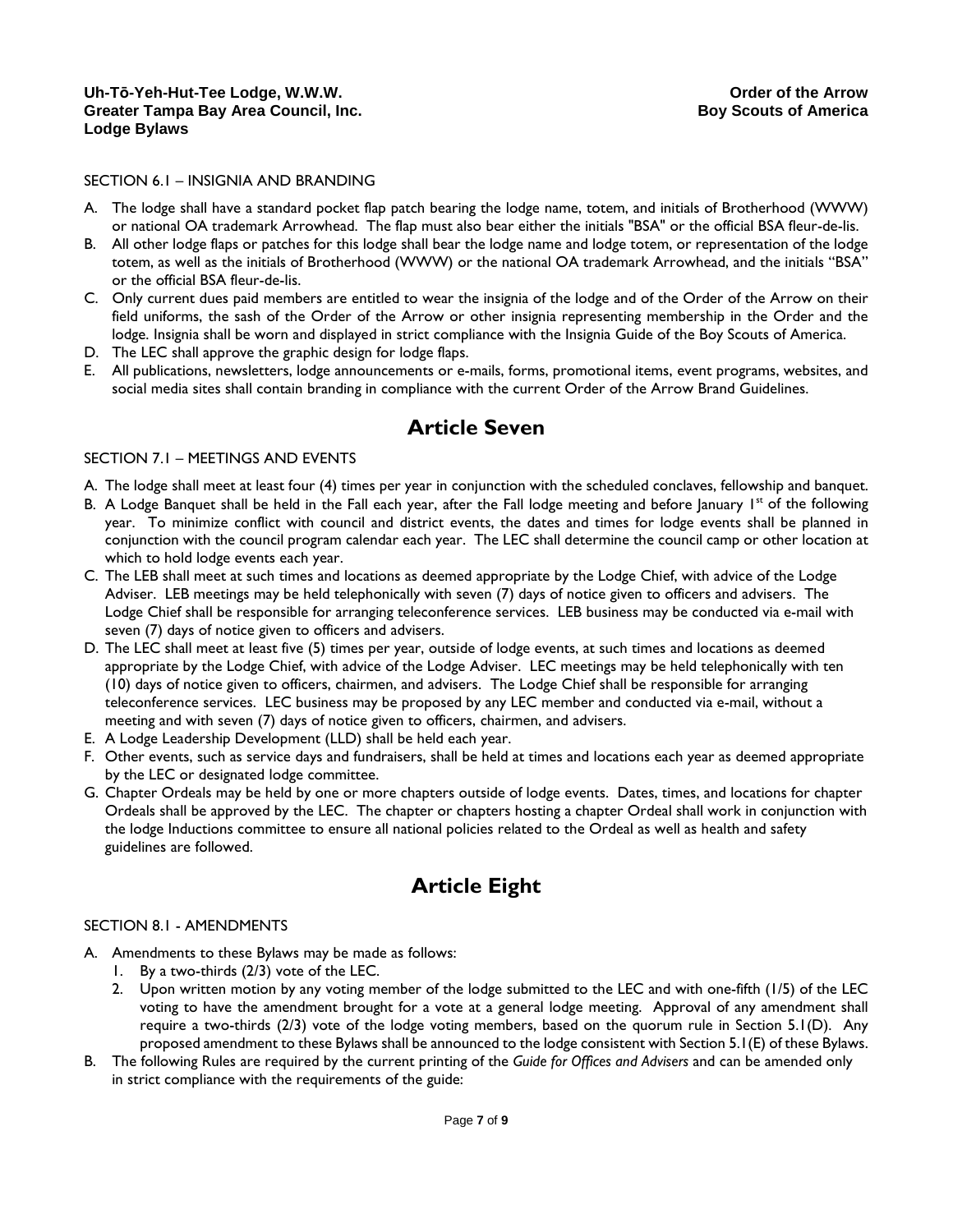SECTION 6.1 – INSIGNIA AND BRANDING

A. The lodge shall have a standard pocket flap patch bearing the lodge name, totem, and initials of Brotherhood (WWW) or national OA trademark Arrowhead. The flap must also bear either the initials "BSA" or the official BSA fleur-de-lis.
B. All other lodge flaps or patches for this lodge shall bear the lodge name and lodge totem, or representation of the lodge totem, as well as the initials of Brotherhood (WWW) or the national OA trademark Arrowhead, and the initials "BSA" or the official BSA fleur-de-lis.
C. Only current dues paid members are entitled to wear the insignia of the lodge and of the Order of the Arrow on their field uniforms, the sash of the Order of the Arrow or other insignia representing membership in the Order and the lodge. Insignia shall be worn and displayed in strict compliance with the Insignia Guide of the Boy Scouts of America.
D. The LEC shall approve the graphic design for lodge flaps.
E. All publications, newsletters, lodge announcements or e-mails, forms, promotional items, event programs, websites, and social media sites shall contain branding in compliance with the current Order of the Arrow Brand Guidelines.

# Article Seven

SECTION 7.1 – MEETINGS AND EVENTS

A. The lodge shall meet at least four (4) times per year in conjunction with the scheduled conclaves, fellowship and banquet.
B. A Lodge Banquet shall be held in the Fall each year, after the Fall lodge meeting and before January 1st of the following year. To minimize conflict with council and district events, the dates and times for lodge events shall be planned in conjunction with the council program calendar each year. The LEC shall determine the council camp or other location at which to hold lodge events each year.
C. The LEB shall meet at such times and locations as deemed appropriate by the Lodge Chief, with advice of the Lodge Adviser. LEB meetings may be held telephonically with seven (7) days of notice given to officers and advisers. The Lodge Chief shall be responsible for arranging teleconference services. LEB business may be conducted via e-mail with seven (7) days of notice given to officers and advisers.
D. The LEC shall meet at least five (5) times per year, outside of lodge events, at such times and locations as deemed appropriate by the Lodge Chief, with advice of the Lodge Adviser. LEC meetings may be held telephonically with ten (10) days of notice given to officers, chairmen, and advisers. The Lodge Chief shall be responsible for arranging teleconference services. LEC business may be proposed by any LEC member and conducted via e-mail, without a meeting and with seven (7) days of notice given to officers, chairmen, and advisers.
E. A Lodge Leadership Development (LLD) shall be held each year.
F. Other events, such as service days and fundraisers, shall be held at times and locations each year as deemed appropriate by the LEC or designated lodge committee.
G. Chapter Ordeals may be held by one or more chapters outside of lodge events. Dates, times, and locations for chapter Ordeals shall be approved by the LEC. The chapter or chapters hosting a chapter Ordeal shall work in conjunction with the lodge Inductions committee to ensure all national policies related to the Ordeal as well as health and safety guidelines are followed.

# Article Eight

SECTION 8.1 - AMENDMENTS

A. Amendments to these Bylaws may be made as follows:
   1. By a two-thirds (2/3) vote of the LEC.
   2. Upon written motion by any voting member of the lodge submitted to the LEC and with one-fifth (1/5) of the LEC voting to have the amendment brought for a vote at a general lodge meeting. Approval of any amendment shall require a two-thirds (2/3) vote of the lodge voting members, based on the quorum rule in Section 5.1(D). Any proposed amendment to these Bylaws shall be announced to the lodge consistent with Section 5.1(E) of these Bylaws.
B. The following Rules are required by the current printing of the *Guide for Offices and Advisers* and can be amended only in strict compliance with the requirements of the guide: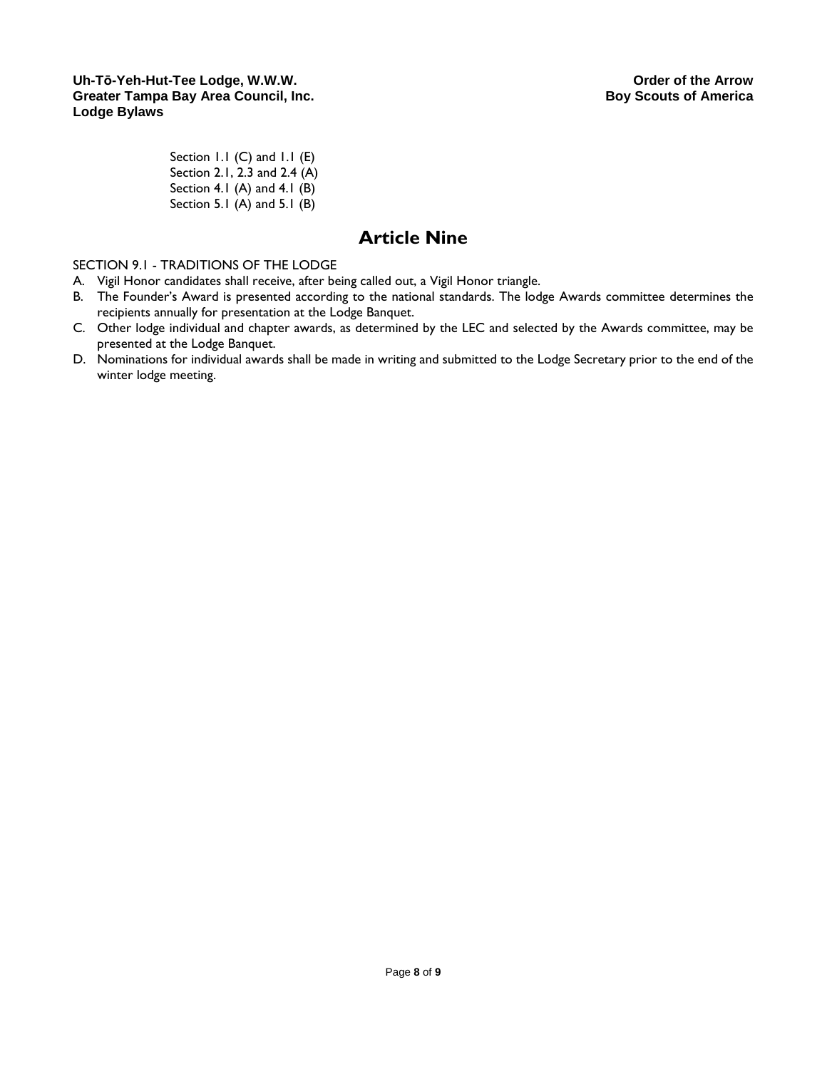Section 1.1 (C) and 1.1 (E)
Section 2.1, 2.3 and 2.4 (A)
Section 4.1 (A) and 4.1 (B)
Section 5.1 (A) and 5.1 (B)

## Article Nine

SECTION 9.1 - TRADITIONS OF THE LODGE

A. Vigil Honor candidates shall receive, after being called out, a Vigil Honor triangle.
B. The Founder's Award is presented according to the national standards. The lodge Awards committee determines the recipients annually for presentation at the Lodge Banquet.
C. Other lodge individual and chapter awards, as determined by the LEC and selected by the Awards committee, may be presented at the Lodge Banquet.
D. Nominations for individual awards shall be made in writing and submitted to the Lodge Secretary prior to the end of the winter lodge meeting.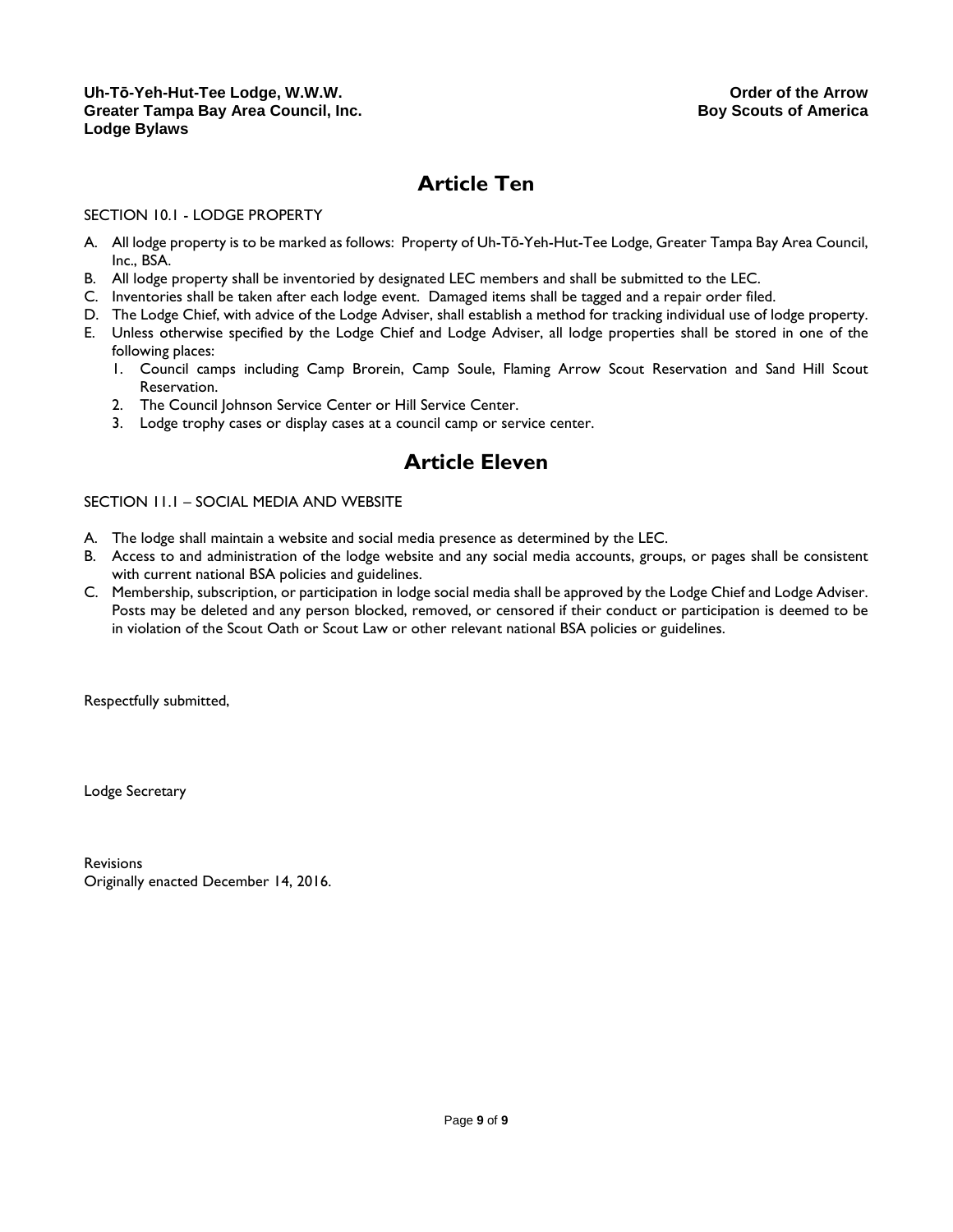# Article Ten

SECTION 10.1 - LODGE PROPERTY

A. All lodge property is to be marked as follows: Property of Uh-Tō-Yeh-Hut-Tee Lodge, Greater Tampa Bay Area Council, Inc., BSA.
B. All lodge property shall be inventoried by designated LEC members and shall be submitted to the LEC.
C. Inventories shall be taken after each lodge event. Damaged items shall be tagged and a repair order filed.
D. The Lodge Chief, with advice of the Lodge Adviser, shall establish a method for tracking individual use of lodge property.
E. Unless otherwise specified by the Lodge Chief and Lodge Adviser, all lodge properties shall be stored in one of the following places:
   1. Council camps including Camp Brorein, Camp Soule, Flaming Arrow Scout Reservation and Sand Hill Scout Reservation.
   2. The Council Johnson Service Center or Hill Service Center.
   3. Lodge trophy cases or display cases at a council camp or service center.

# Article Eleven

SECTION 11.1 – SOCIAL MEDIA AND WEBSITE

A. The lodge shall maintain a website and social media presence as determined by the LEC.
B. Access to and administration of the lodge website and any social media accounts, groups, or pages shall be consistent with current national BSA policies and guidelines.
C. Membership, subscription, or participation in lodge social media shall be approved by the Lodge Chief and Lodge Adviser. Posts may be deleted and any person blocked, removed, or censored if their conduct or participation is deemed to be in violation of the Scout Oath or Scout Law or other relevant national BSA policies or guidelines.

Respectfully submitted,

Lodge Secretary

Revisions
Originally enacted December 14, 2016.